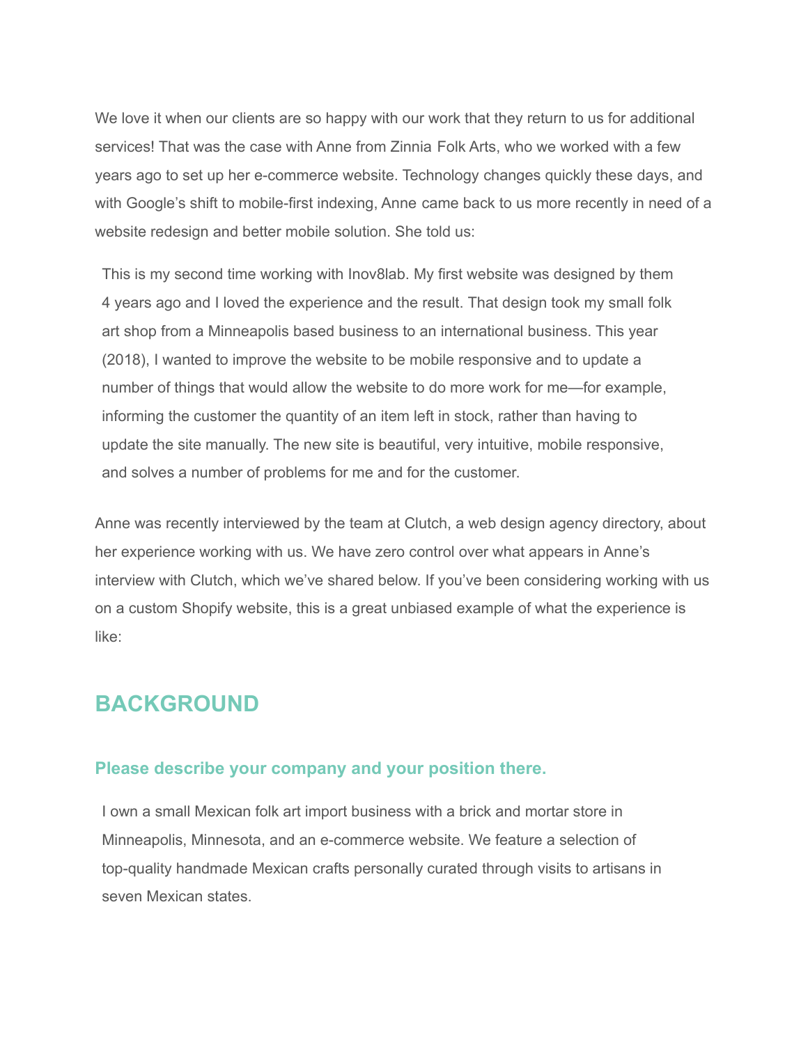We love it when our clients are so happy with our work that they return to us for additional services! That was the case with Anne from Zinnia Folk Arts, who we worked with a few years ago to set up her e-commerce website. Technology changes quickly these days, and with Google's shift to mobile-first indexing, Anne came back to us more recently in need of a website redesign and better mobile solution. She told us:

> This is my second time working with Inov8lab. My first website was designed by them 4 years ago and I loved the experience and the result. That design took my small folk art shop from a Minneapolis based business to an international business. This year (2018), I wanted to improve the website to be mobile responsive and to update a number of things that would allow the website to do more work for me—for example, informing the customer the quantity of an item left in stock, rather than having to update the site manually. The new site is beautiful, very intuitive, mobile responsive, and solves a number of problems for me and for the customer.

Anne was recently interviewed by the team at Clutch, a web design agency directory, about her experience working with us. We have zero control over what appears in Anne's interview with Clutch, which we've shared below. If you've been considering working with us on a custom Shopify website, this is a great unbiased example of what the experience is like:

## BACKGROUND

### Please describe your company and your position there.

> I own a small Mexican folk art import business with a brick and mortar store in Minneapolis, Minnesota, and an e-commerce website. We feature a selection of top-quality handmade Mexican crafts personally curated through visits to artisans in seven Mexican states.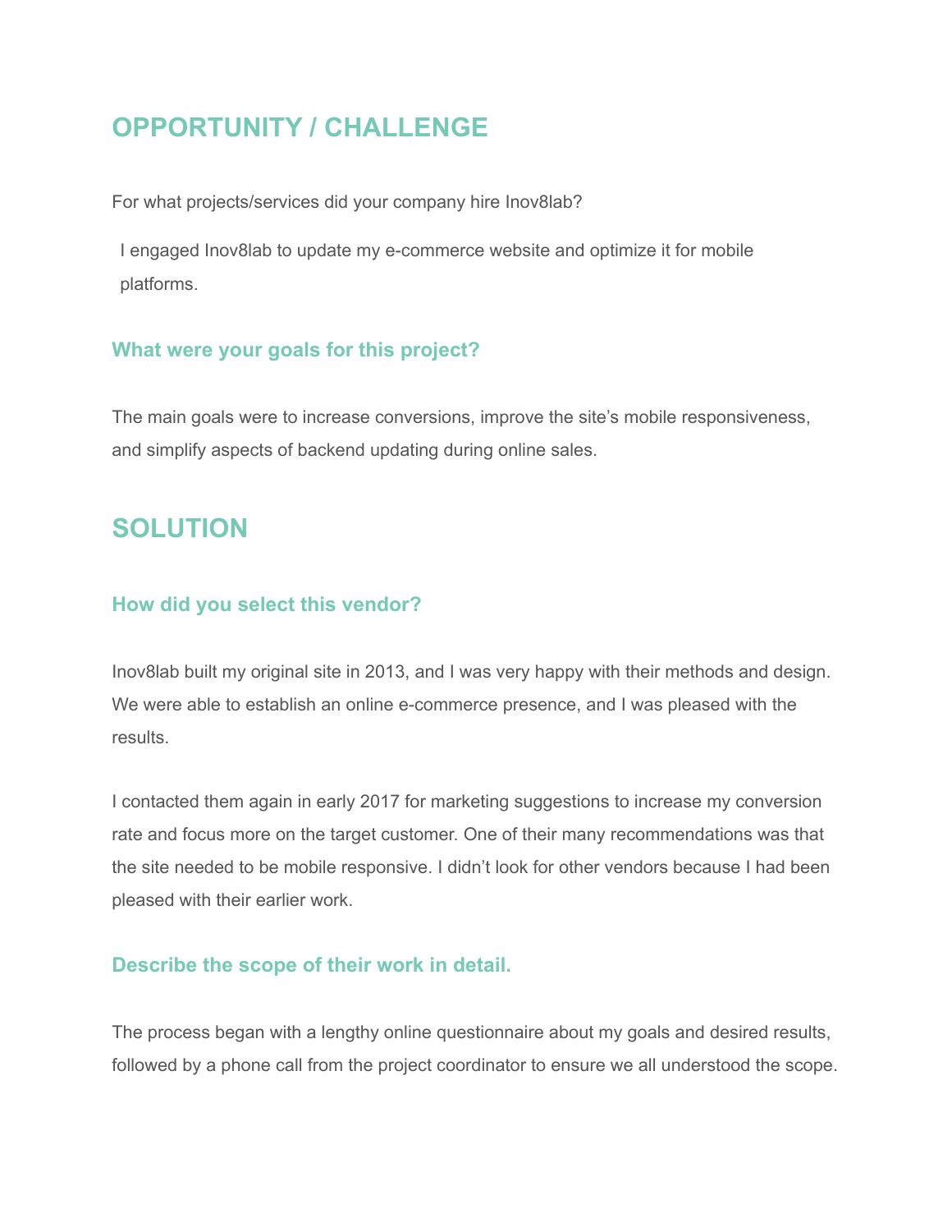## OPPORTUNITY / CHALLENGE

For what projects/services did your company hire Inov8lab?

I engaged Inov8lab to update my e-commerce website and optimize it for mobile platforms.

### What were your goals for this project?

The main goals were to increase conversions, improve the site's mobile responsiveness, and simplify aspects of backend updating during online sales.

## SOLUTION

### How did you select this vendor?

Inov8lab built my original site in 2013, and I was very happy with their methods and design. We were able to establish an online e-commerce presence, and I was pleased with the results.

I contacted them again in early 2017 for marketing suggestions to increase my conversion rate and focus more on the target customer. One of their many recommendations was that the site needed to be mobile responsive. I didn't look for other vendors because I had been pleased with their earlier work.

### Describe the scope of their work in detail.

The process began with a lengthy online questionnaire about my goals and desired results, followed by a phone call from the project coordinator to ensure we all understood the scope.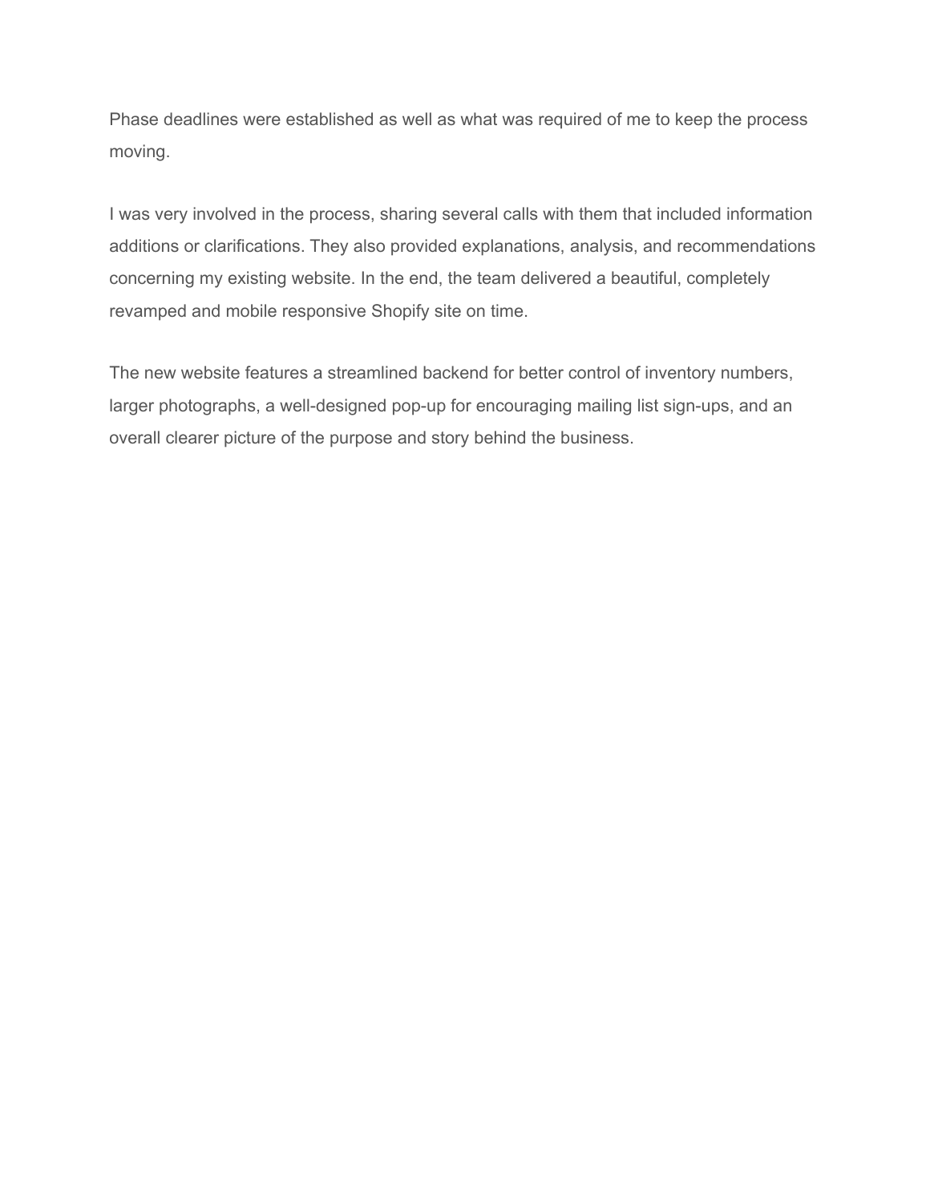Phase deadlines were established as well as what was required of me to keep the process moving.

I was very involved in the process, sharing several calls with them that included information additions or clarifications. They also provided explanations, analysis, and recommendations concerning my existing website. In the end, the team delivered a beautiful, completely revamped and mobile responsive Shopify site on time.

The new website features a streamlined backend for better control of inventory numbers, larger photographs, a well-designed pop-up for encouraging mailing list sign-ups, and an overall clearer picture of the purpose and story behind the business.